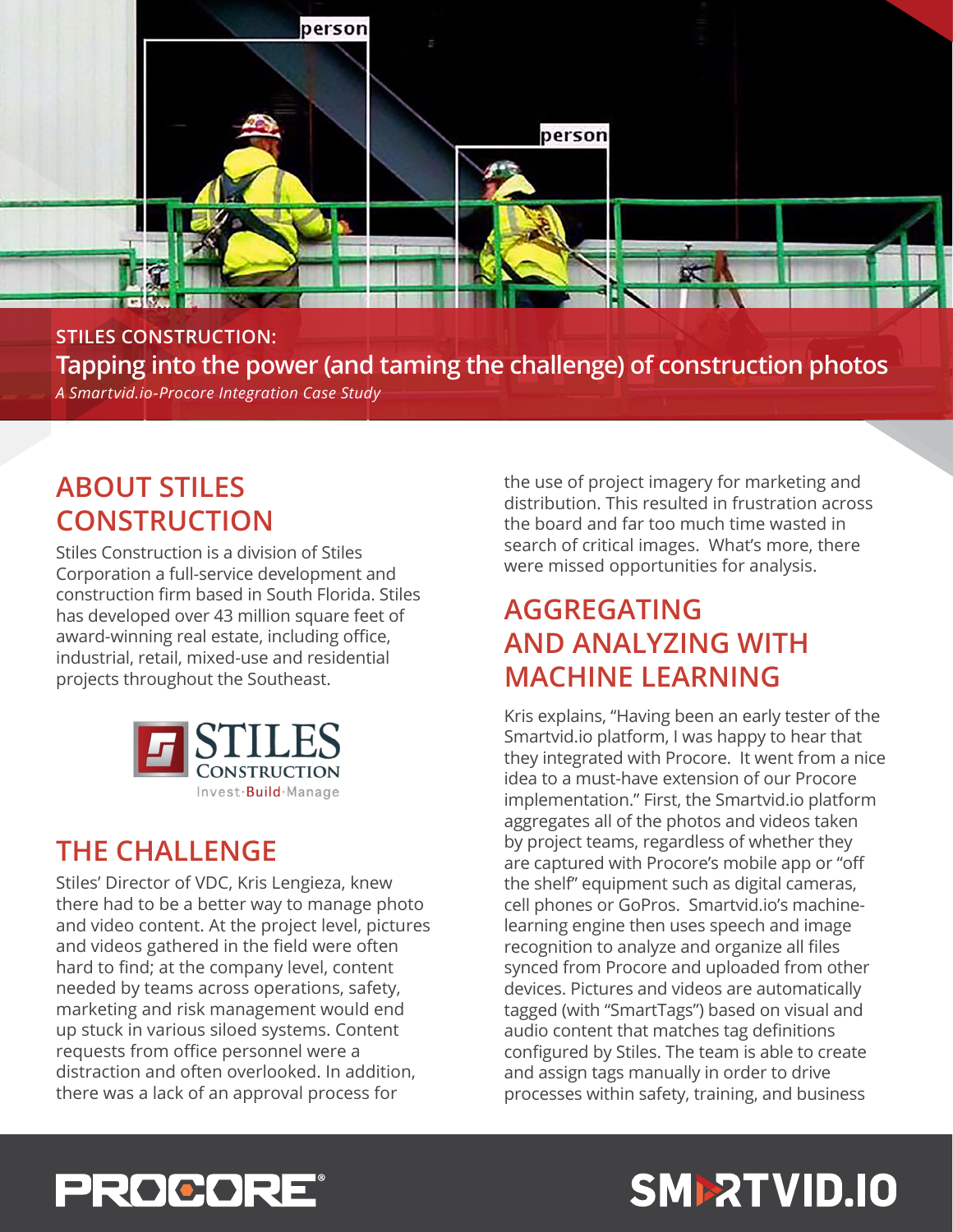**STILES CONSTRUCTION:**

# Tapping into the power (and taming the challenge) of construction photos

*A Smartvid.io-Procore Integration Case Study*

## ABOUT STILES CONSTRUCTION

Stiles Construction is a division of Stiles Corporation a full-service development and construction firm based in South Florida. Stiles has developed over 43 million square feet of award-winning real estate, including office, industrial, retail, mixed-use and residential projects throughout the Southeast.

## THE CHALLENGE

Stiles' Director of VDC, Kris Lengieza, knew there had to be a better way to manage photo and video content. At the project level, pictures and videos gathered in the field were often hard to find; at the company level, content needed by teams across operations, safety, marketing and risk management would end up stuck in various siloed systems. Content requests from office personnel were a distraction and often overlooked. In addition, there was a lack of an approval process for the use of project imagery for marketing and distribution. This resulted in frustration across the board and far too much time wasted in search of critical images. What's more, there were missed opportunities for analysis.

## AGGREGATING AND ANALYZING WITH MACHINE LEARNING

Kris explains, "Having been an early tester of the Smartvid.io platform, I was happy to hear that they integrated with Procore. It went from a nice idea to a must-have extension of our Procore implementation." First, the Smartvid.io platform aggregates all of the photos and videos taken by project teams, regardless of whether they are captured with Procore's mobile app or "off the shelf" equipment such as digital cameras, cell phones or GoPros. Smartvid.io's machine-learning engine then uses speech and image recognition to analyze and organize all files synced from Procore and uploaded from other devices. Pictures and videos are automatically tagged (with "SmartTags") based on visual and audio content that matches tag definitions configured by Stiles. The team is able to create and assign tags manually in order to drive processes within safety, training, and business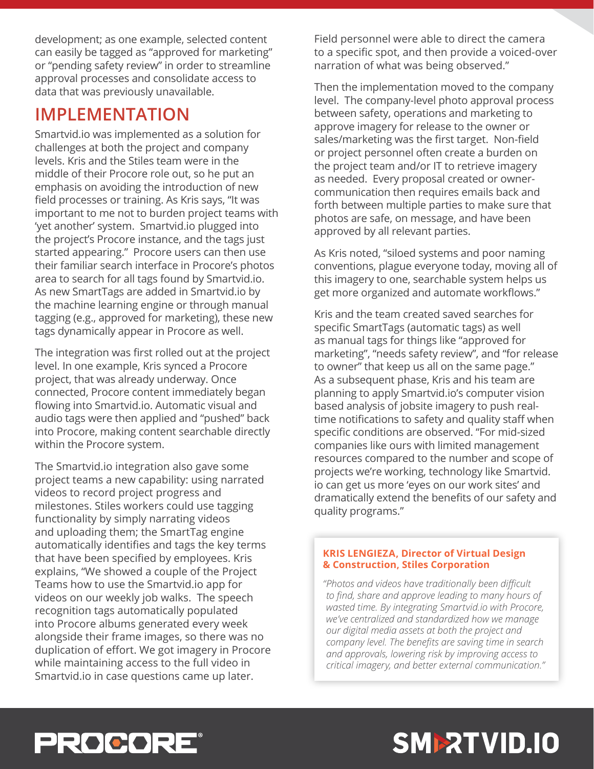development; as one example, selected content can easily be tagged as "approved for marketing" or "pending safety review" in order to streamline approval processes and consolidate access to data that was previously unavailable.

## IMPLEMENTATION

Smartvid.io was implemented as a solution for challenges at both the project and company levels. Kris and the Stiles team were in the middle of their Procore role out, so he put an emphasis on avoiding the introduction of new field processes or training. As Kris says, "It was important to me not to burden project teams with 'yet another' system. Smartvid.io plugged into the project's Procore instance, and the tags just started appearing." Procore users can then use their familiar search interface in Procore's photos area to search for all tags found by Smartvid.io. As new SmartTags are added in Smartvid.io by the machine learning engine or through manual tagging (e.g., approved for marketing), these new tags dynamically appear in Procore as well.

The integration was first rolled out at the project level. In one example, Kris synced a Procore project, that was already underway. Once connected, Procore content immediately began flowing into Smartvid.io. Automatic visual and audio tags were then applied and "pushed" back into Procore, making content searchable directly within the Procore system.

The Smartvid.io integration also gave some project teams a new capability: using narrated videos to record project progress and milestones. Stiles workers could use tagging functionality by simply narrating videos and uploading them; the SmartTag engine automatically identifies and tags the key terms that have been specified by employees. Kris explains, "We showed a couple of the Project Teams how to use the Smartvid.io app for videos on our weekly job walks. The speech recognition tags automatically populated into Procore albums generated every week alongside their frame images, so there was no duplication of effort. We got imagery in Procore while maintaining access to the full video in Smartvid.io in case questions came up later. Field personnel were able to direct the camera to a specific spot, and then provide a voiced-over narration of what was being observed."

Then the implementation moved to the company level. The company-level photo approval process between safety, operations and marketing to approve imagery for release to the owner or sales/marketing was the first target. Non-field or project personnel often create a burden on the project team and/or IT to retrieve imagery as needed. Every proposal created or owner-communication then requires emails back and forth between multiple parties to make sure that photos are safe, on message, and have been approved by all relevant parties.

As Kris noted, "siloed systems and poor naming conventions, plague everyone today, moving all of this imagery to one, searchable system helps us get more organized and automate workflows."

Kris and the team created saved searches for specific SmartTags (automatic tags) as well as manual tags for things like "approved for marketing", "needs safety review", and "for release to owner" that keep us all on the same page." As a subsequent phase, Kris and his team are planning to apply Smartvid.io's computer vision based analysis of jobsite imagery to push real-time notifications to safety and quality staff when specific conditions are observed. "For mid-sized companies like ours with limited management resources compared to the number and scope of projects we're working, technology like Smartvid.io can get us more 'eyes on our work sites' and dramatically extend the benefits of our safety and quality programs."

**KRIS LENGIEZA, Director of Virtual Design & Construction, Stiles Corporation**

*"Photos and videos have traditionally been difficult to find, share and approve leading to many hours of wasted time. By integrating Smartvid.io with Procore, we've centralized and standardized how we manage our digital media assets at both the project and company level. The benefits are saving time in search and approvals, lowering risk by improving access to critical imagery, and better external communication."*

PROCORE®

SMARTVID.IO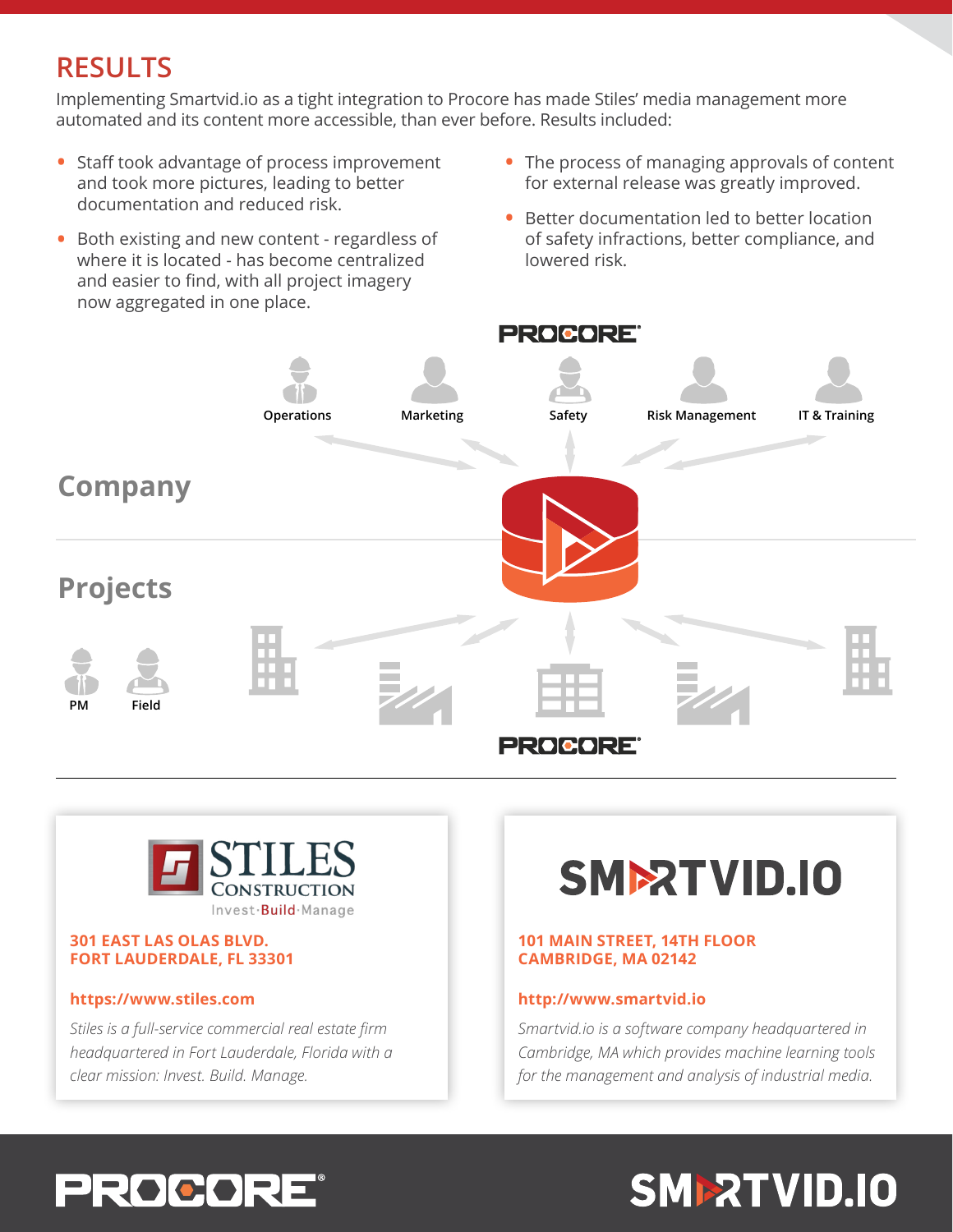## RESULTS

Implementing Smartvid.io as a tight integration to Procore has made Stiles' media management more automated and its content more accessible, than ever before. Results included:

- Staff took advantage of process improvement and took more pictures, leading to better documentation and reduced risk.
- Both existing and new content - regardless of where it is located - has become centralized and easier to find, with all project imagery now aggregated in one place.
- The process of managing approvals of content for external release was greatly improved.
- Better documentation led to better location of safety infractions, better compliance, and lowered risk.

PROCORE

Operations

Marketing

Safety

Risk Management

IT & Training

Company

Projects

PM

Field

PROCORE

---

STILES CONSTRUCTION

Invest·Build·Manage

**301 EAST LAS OLAS BLVD.**
**FORT LAUDERDALE, FL 33301**

**https://www.stiles.com**

*Stiles is a full-service commercial real estate firm headquartered in Fort Lauderdale, Florida with a clear mission: Invest. Build. Manage.*

SMARTVID.IO

**101 MAIN STREET, 14TH FLOOR**
**CAMBRIDGE, MA 02142**

**http://www.smartvid.io**

*Smartvid.io is a software company headquartered in Cambridge, MA which provides machine learning tools for the management and analysis of industrial media.*

PROCORE®

SMARTVID.IO